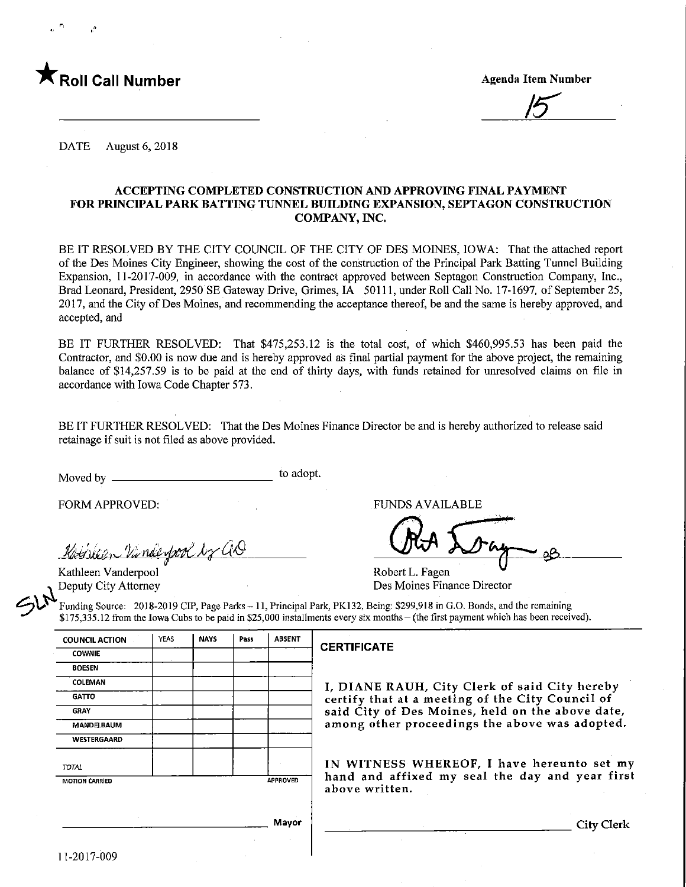★ **Roll Call Number**

**Agenda Item Number**

15

DATE August 6, 2018

### ACCEPTING COMPLETED CONSTRUCTION AND APPROVING FINAL PAYMENT FOR PRINCIPAL PARK BATTING TUNNEL BUILDING EXPANSION, SEPTAGON CONSTRUCTION COMPANY, INC.

BE IT RESOLVED BY THE CITY COUNCIL OF THE CITY OF DES MOINES, IOWA: That the attached report of the Des Moines City Engineer, showing the cost of the construction of the Principal Park Batting Tunnel Building Expansion, 11-2017-009, in accordance with the contract approved between Septagon Construction Company, Inc., Brad Leonard, President, 2950 SE Gateway Drive, Grimes, IA 50111, under Roll Call No. 17-1697, of September 25, 2017, and the City of Des Moines, and recommending the acceptance thereof, be and the same is hereby approved, and accepted, and

BE IT FURTHER RESOLVED: That $475,253.12 is the total cost, of which $460,995.53 has been paid the Contractor, and $0.00 is now due and is hereby approved as final partial payment for the above project, the remaining balance of $14,257.59 is to be paid at the end of thirty days, with funds retained for unresolved claims on file in accordance with Iowa Code Chapter 573.

BE IT FURTHER RESOLVED: That the Des Moines Finance Director be and is hereby authorized to release said retainage if suit is not filed as above provided.

Moved by ______________________ to adopt.

FORM APPROVED:

Kathleen Vanderpool by AO

Kathleen Vanderpool
Deputy City Attorney

FUNDS AVAILABLE

Robert L. Fagen
Des Moines Finance Director

SLN

Funding Source: 2018-2019 CIP, Page Parks – 11, Principal Park, PK132, Being: $299,918 in G.O. Bonds, and the remaining $175,335.12 from the Iowa Cubs to be paid in $25,000 installments every six months – (the first payment which has been received).

| COUNCIL ACTION | YEAS | NAYS | Pass | ABSENT |
|---|---|---|---|---|
| COWNIE | | | | |
| BOESEN | | | | |
| COLEMAN | | | | |
| GATTO | | | | |
| GRAY | | | | |
| MANDELBAUM | | | | |
| WESTERGAARD | | | | |
| TOTAL | | | | |
| MOTION CARRIED | | | | APPROVED |

______________________ Mayor

**CERTIFICATE**

I, DIANE RAUH, City Clerk of said City hereby certify that at a meeting of the City Council of said City of Des Moines, held on the above date, among other proceedings the above was adopted.

IN WITNESS WHEREOF, I have hereunto set my hand and affixed my seal the day and year first above written.

______________________ City Clerk

11-2017-009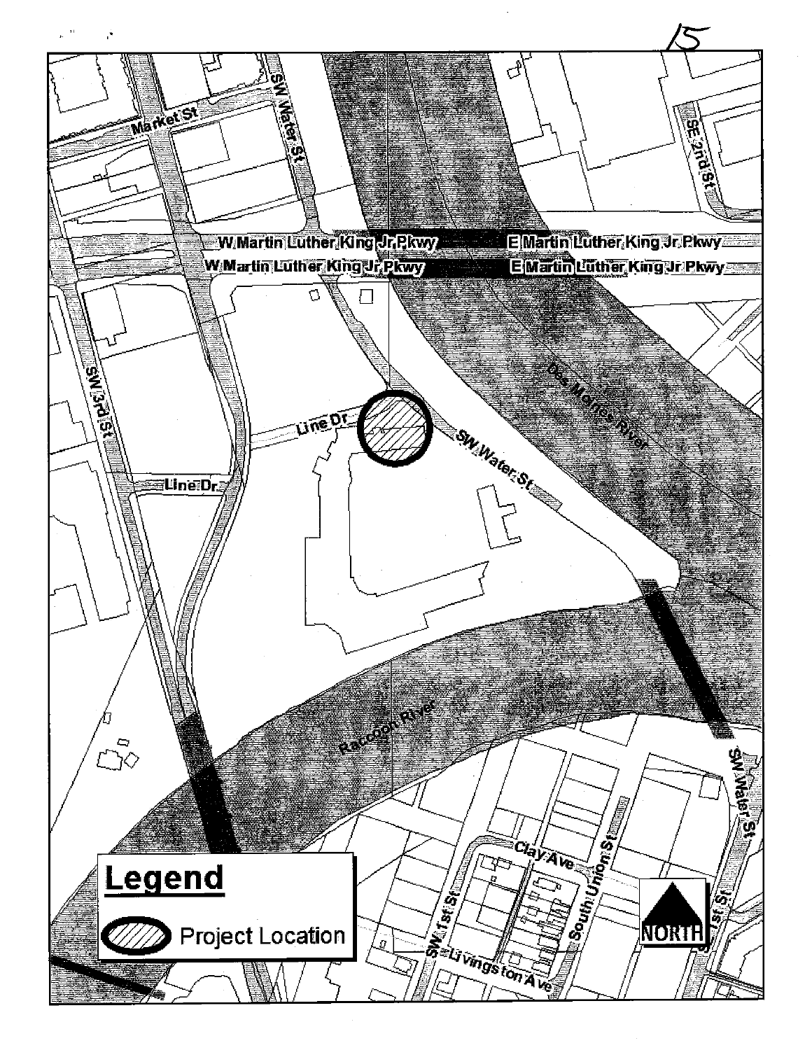15

W Martin Luther King Jr Pkwy

E Martin Luther King Jr Pkwy

Market St

SW Water St

SE 2nd St

SW 3rd St

Line Dr

Des Moines River

Raccoon River

Clay Ave

SW 1st St

South Union St

Livingston Ave

## Legend

Project Location

NORTH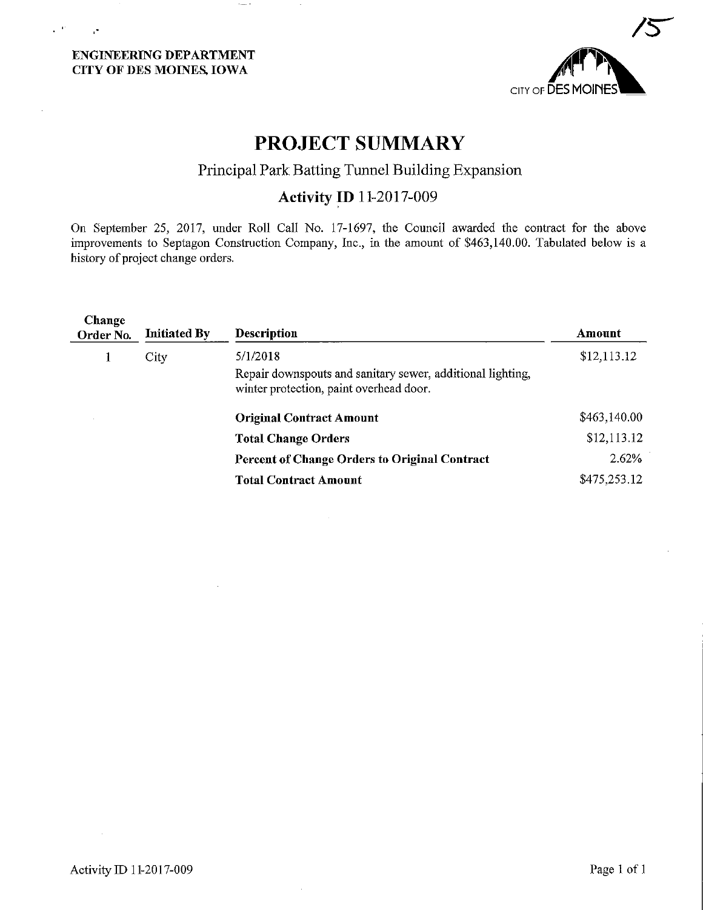**ENGINEERING DEPARTMENT**
**CITY OF DES MOINES, IOWA**

15

# PROJECT SUMMARY

## Principal Park Batting Tunnel Building Expansion

### Activity ID 11-2017-009

On September 25, 2017, under Roll Call No. 17-1697, the Council awarded the contract for the above improvements to Septagon Construction Company, Inc., in the amount of $463,140.00. Tabulated below is a history of project change orders.

| Change Order No. | Initiated By | Description | Amount |
|---|---|---|---|
| 1 | City | 5/1/2018<br>Repair downspouts and sanitary sewer, additional lighting, winter protection, paint overhead door. | $12,113.12 |
| | | **Original Contract Amount** | $463,140.00 |
| | | **Total Change Orders** | $12,113.12 |
| | | **Percent of Change Orders to Original Contract** | 2.62% |
| | | **Total Contract Amount** | $475,253.12 |

Activity ID 11-2017-009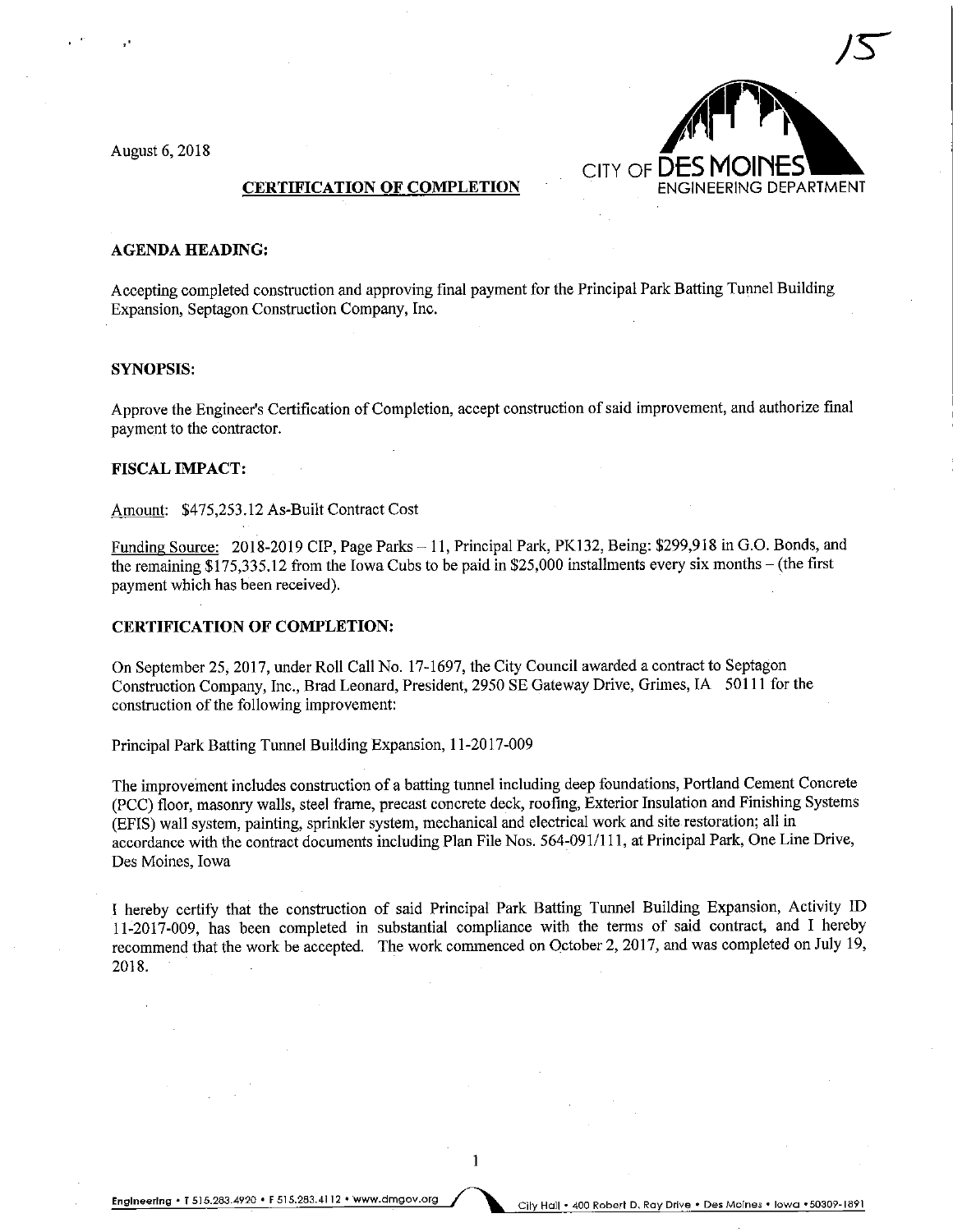15

August 6, 2018

CITY OF DES MOINES
ENGINEERING DEPARTMENT

**CERTIFICATION OF COMPLETION**

**AGENDA HEADING:**

Accepting completed construction and approving final payment for the Principal Park Batting Tunnel Building Expansion, Septagon Construction Company, Inc.

**SYNOPSIS:**

Approve the Engineer's Certification of Completion, accept construction of said improvement, and authorize final payment to the contractor.

**FISCAL IMPACT:**

Amount: $475,253.12 As-Built Contract Cost

Funding Source: 2018-2019 CIP, Page Parks – 11, Principal Park, PK132, Being: $299,918 in G.O. Bonds, and the remaining $175,335.12 from the Iowa Cubs to be paid in $25,000 installments every six months – (the first payment which has been received).

**CERTIFICATION OF COMPLETION:**

On September 25, 2017, under Roll Call No. 17-1697, the City Council awarded a contract to Septagon Construction Company, Inc., Brad Leonard, President, 2950 SE Gateway Drive, Grimes, IA 50111 for the construction of the following improvement:

Principal Park Batting Tunnel Building Expansion, 11-2017-009

The improvement includes construction of a batting tunnel including deep foundations, Portland Cement Concrete (PCC) floor, masonry walls, steel frame, precast concrete deck, roofing, Exterior Insulation and Finishing Systems (EFIS) wall system, painting, sprinkler system, mechanical and electrical work and site restoration; all in accordance with the contract documents including Plan File Nos. 564-091/111, at Principal Park, One Line Drive, Des Moines, Iowa

I hereby certify that the construction of said Principal Park Batting Tunnel Building Expansion, Activity ID 11-2017-009, has been completed in substantial compliance with the terms of said contract, and I hereby recommend that the work be accepted. The work commenced on October 2, 2017, and was completed on July 19, 2018.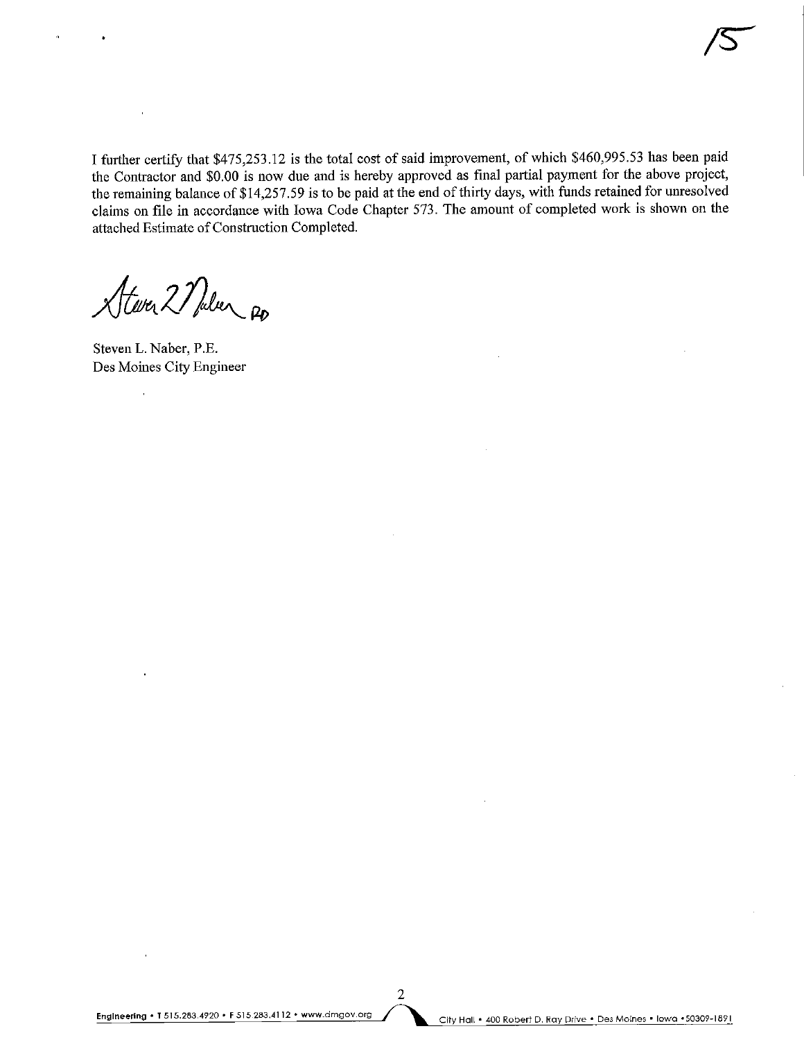I further certify that $475,253.12 is the total cost of said improvement, of which $460,995.53 has been paid the Contractor and $0.00 is now due and is hereby approved as final partial payment for the above project, the remaining balance of $14,257.59 is to be paid at the end of thirty days, with funds retained for unresolved claims on file in accordance with Iowa Code Chapter 573. The amount of completed work is shown on the attached Estimate of Construction Completed.

Steven L. Naber, P.E.
Des Moines City Engineer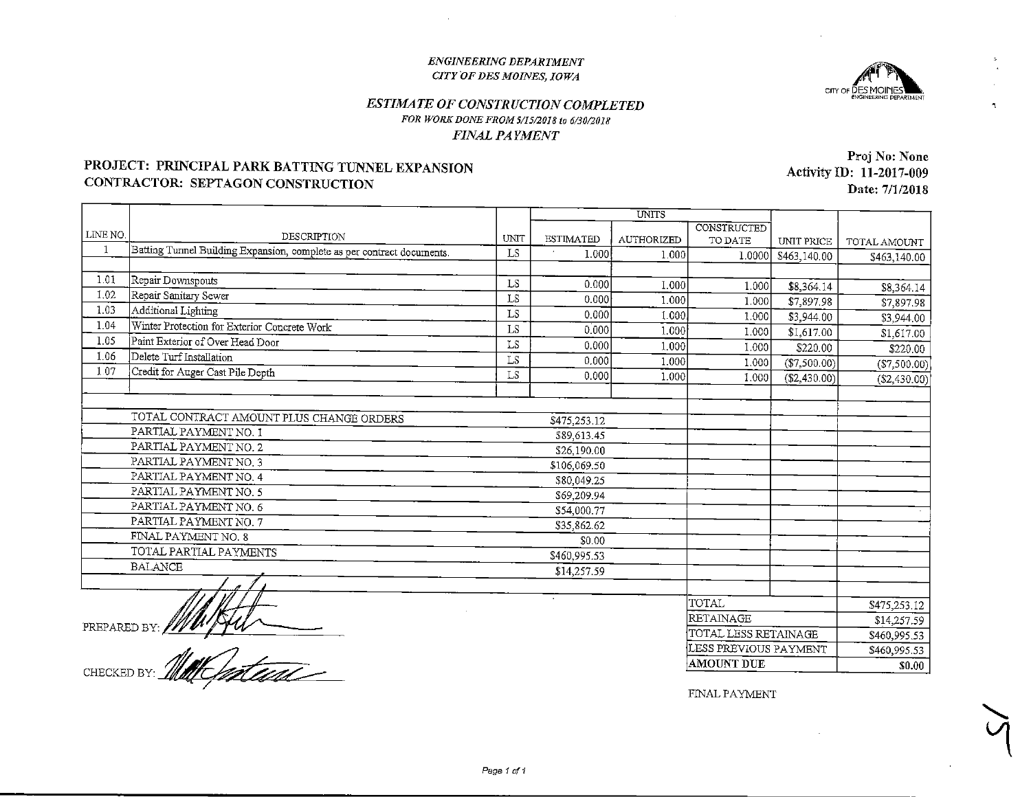*ENGINEERING DEPARTMENT*
*CITY OF DES MOINES, IOWA*

## *ESTIMATE OF CONSTRUCTION COMPLETED*

*FOR WORK DONE FROM 5/15/2018 to 6/30/2018*

*FINAL PAYMENT*

**PROJECT: PRINCIPAL PARK BATTING TUNNEL EXPANSION**
**CONTRACTOR: SEPTAGON CONSTRUCTION**

**Proj No: None**
**Activity ID: 11-2017-009**
**Date: 7/1/2018**

| LINE NO. | DESCRIPTION | UNIT | UNITS ESTIMATED | UNITS AUTHORIZED | UNITS CONSTRUCTED TO DATE | UNIT PRICE | TOTAL AMOUNT |
|---|---|---|---|---|---|---|---|
| 1 | Batting Tunnel Building Expansion, complete as per contract documents. | LS | 1.000 | 1.000 | 1.0000 | $463,140.00 | $463,140.00 |
| 1.01 | Repair Downspouts | LS | 0.000 | 1.000 | 1.000 | $8,364.14 | $8,364.14 |
| 1.02 | Repair Sanitary Sewer | LS | 0.000 | 1.000 | 1.000 | $7,897.98 | $7,897.98 |
| 1.03 | Additional Lighting | LS | 0.000 | 1.000 | 1.000 | $3,944.00 | $3,944.00 |
| 1.04 | Winter Protection for Exterior Concrete Work | LS | 0.000 | 1.000 | 1.000 | $1,617.00 | $1,617.00 |
| 1.05 | Paint Exterior of Over Head Door | LS | 0.000 | 1.000 | 1.000 | $220.00 | $220.00 |
| 1.06 | Delete Turf Installation | LS | 0.000 | 1.000 | 1.000 | ($7,500.00) | ($7,500.00) |
| 1.07 | Credit for Auger Cast Pile Depth | LS | 0.000 | 1.000 | 1.000 | ($2,430.00) | ($2,430.00) |

| | |
|---|---|
| TOTAL CONTRACT AMOUNT PLUS CHANGE ORDERS | $475,253.12 |
| PARTIAL PAYMENT NO. 1 | $89,613.45 |
| PARTIAL PAYMENT NO. 2 | $26,190.00 |
| PARTIAL PAYMENT NO. 3 | $106,069.50 |
| PARTIAL PAYMENT NO. 4 | $80,049.25 |
| PARTIAL PAYMENT NO. 5 | $69,209.94 |
| PARTIAL PAYMENT NO. 6 | $54,000.77 |
| PARTIAL PAYMENT NO. 7 | $35,862.62 |
| FINAL PAYMENT NO. 8 | $0.00 |
| TOTAL PARTIAL PAYMENTS | $460,995.53 |
| BALANCE | $14,257.59 |

| | |
|---|---|
| TOTAL | $475,253.12 |
| RETAINAGE | $14,257.59 |
| TOTAL LESS RETAINAGE | $460,995.53 |
| LESS PREVIOUS PAYMENT | $460,995.53 |
| **AMOUNT DUE** | **$0.00** |

PREPARED BY: [signature]

CHECKED BY: [signature]

FINAL PAYMENT